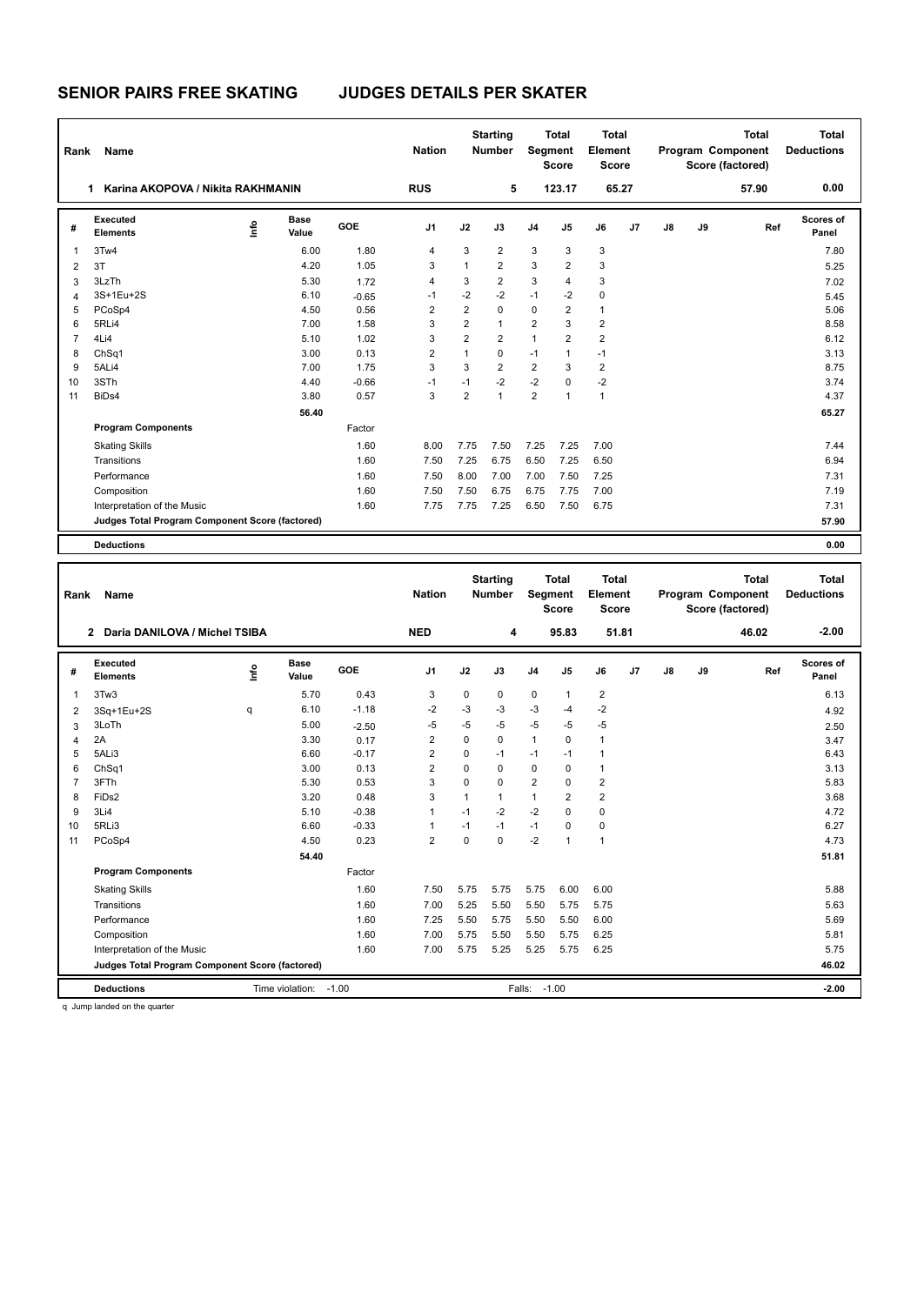# SENIOR PAIRS FREE SKATING JUDGES DETAILS PER SKATER

| Rank | Name | Nation | Starting Number | Total Segment Score | Total Element Score | Total Program Component Score (factored) | Total Deductions |
|---|---|---|---|---|---|---|---|
| 1 | Karina AKOPOVA / Nikita RAKHMANIN | RUS | 5 | 123.17 | 65.27 | 57.90 | 0.00 |

| # | Executed Elements | Info | Base Value | GOE | J1 | J2 | J3 | J4 | J5 | J6 | J7 | J8 | J9 | Ref | Scores of Panel |
|---|---|---|---|---|---|---|---|---|---|---|---|---|---|---|---|
| 1 | 3Tw4 | | 6.00 | 1.80 | 4 | 3 | 2 | 3 | 3 | 3 | | | | | 7.80 |
| 2 | 3T | | 4.20 | 1.05 | 3 | 1 | 2 | 3 | 2 | 3 | | | | | 5.25 |
| 3 | 3LzTh | | 5.30 | 1.72 | 4 | 3 | 2 | 3 | 4 | 3 | | | | | 7.02 |
| 4 | 3S+1Eu+2S | | 6.10 | -0.65 | -1 | -2 | -2 | -1 | -2 | 0 | | | | | 5.45 |
| 5 | PCoSp4 | | 4.50 | 0.56 | 2 | 2 | 0 | 0 | 2 | 1 | | | | | 5.06 |
| 6 | 5RLi4 | | 7.00 | 1.58 | 3 | 2 | 1 | 2 | 3 | 2 | | | | | 8.58 |
| 7 | 4Li4 | | 5.10 | 1.02 | 3 | 2 | 2 | 1 | 2 | 2 | | | | | 6.12 |
| 8 | ChSq1 | | 3.00 | 0.13 | 2 | 1 | 0 | -1 | 1 | -1 | | | | | 3.13 |
| 9 | 5ALi4 | | 7.00 | 1.75 | 3 | 3 | 2 | 2 | 3 | 2 | | | | | 8.75 |
| 10 | 3STh | | 4.40 | -0.66 | -1 | -1 | -2 | -2 | 0 | -2 | | | | | 3.74 |
| 11 | BiDs4 | | 3.80 | 0.57 | 3 | 2 | 1 | 2 | 1 | 1 | | | | | 4.37 |
| | | | 56.40 | | | | | | | | | | | | 65.27 |
| | **Program Components** | | | Factor | | | | | | | | | | | |
| | Skating Skills | | | 1.60 | 8.00 | 7.75 | 7.50 | 7.25 | 7.25 | 7.00 | | | | | 7.44 |
| | Transitions | | | 1.60 | 7.50 | 7.25 | 6.75 | 6.50 | 7.25 | 6.50 | | | | | 6.94 |
| | Performance | | | 1.60 | 7.50 | 8.00 | 7.00 | 7.00 | 7.50 | 7.25 | | | | | 7.31 |
| | Composition | | | 1.60 | 7.50 | 7.50 | 6.75 | 6.75 | 7.75 | 7.00 | | | | | 7.19 |
| | Interpretation of the Music | | | 1.60 | 7.75 | 7.75 | 7.25 | 6.50 | 7.50 | 6.75 | | | | | 7.31 |
| | **Judges Total Program Component Score (factored)** | | | | | | | | | | | | | | 57.90 |
| | **Deductions** | | | | | | | | | | | | | | 0.00 |

| Rank | Name | Nation | Starting Number | Total Segment Score | Total Element Score | Total Program Component Score (factored) | Total Deductions |
|---|---|---|---|---|---|---|---|
| 2 | Daria DANILOVA / Michel TSIBA | NED | 4 | 95.83 | 51.81 | 46.02 | -2.00 |

| # | Executed Elements | Info | Base Value | GOE | J1 | J2 | J3 | J4 | J5 | J6 | J7 | J8 | J9 | Ref | Scores of Panel |
|---|---|---|---|---|---|---|---|---|---|---|---|---|---|---|---|
| 1 | 3Tw3 | | 5.70 | 0.43 | 3 | 0 | 0 | 0 | 1 | 2 | | | | | 6.13 |
| 2 | 3Sq+1Eu+2S | q | 6.10 | -1.18 | -2 | -3 | -3 | -3 | -4 | -2 | | | | | 4.92 |
| 3 | 3LoTh | | 5.00 | -2.50 | -5 | -5 | -5 | -5 | -5 | -5 | | | | | 2.50 |
| 4 | 2A | | 3.30 | 0.17 | 2 | 0 | 0 | 1 | 0 | 1 | | | | | 3.47 |
| 5 | 5ALi3 | | 6.60 | -0.17 | 2 | 0 | -1 | -1 | -1 | 1 | | | | | 6.43 |
| 6 | ChSq1 | | 3.00 | 0.13 | 2 | 0 | 0 | 0 | 0 | 1 | | | | | 3.13 |
| 7 | 3FTh | | 5.30 | 0.53 | 3 | 0 | 0 | 2 | 0 | 2 | | | | | 5.83 |
| 8 | FiDs2 | | 3.20 | 0.48 | 3 | 1 | 1 | 1 | 2 | 2 | | | | | 3.68 |
| 9 | 3Li4 | | 5.10 | -0.38 | 1 | -1 | -2 | -2 | 0 | 0 | | | | | 4.72 |
| 10 | 5RLi3 | | 6.60 | -0.33 | 1 | -1 | -1 | -1 | 0 | 0 | | | | | 6.27 |
| 11 | PCoSp4 | | 4.50 | 0.23 | 2 | 0 | 0 | -2 | 1 | 1 | | | | | 4.73 |
| | | | 54.40 | | | | | | | | | | | | 51.81 |
| | **Program Components** | | | Factor | | | | | | | | | | | |
| | Skating Skills | | | 1.60 | 7.50 | 5.75 | 5.75 | 5.75 | 6.00 | 6.00 | | | | | 5.88 |
| | Transitions | | | 1.60 | 7.00 | 5.25 | 5.50 | 5.50 | 5.75 | 5.75 | | | | | 5.63 |
| | Performance | | | 1.60 | 7.25 | 5.50 | 5.75 | 5.50 | 5.50 | 6.00 | | | | | 5.69 |
| | Composition | | | 1.60 | 7.00 | 5.75 | 5.50 | 5.50 | 5.75 | 6.25 | | | | | 5.81 |
| | Interpretation of the Music | | | 1.60 | 7.00 | 5.75 | 5.25 | 5.25 | 5.75 | 6.25 | | | | | 5.75 |
| | **Judges Total Program Component Score (factored)** | | | | | | | | | | | | | | 46.02 |
| | **Deductions** | | Time violation: | -1.00 | | | Falls: | -1.00 | | | | | | | -2.00 |

q Jump landed on the quarter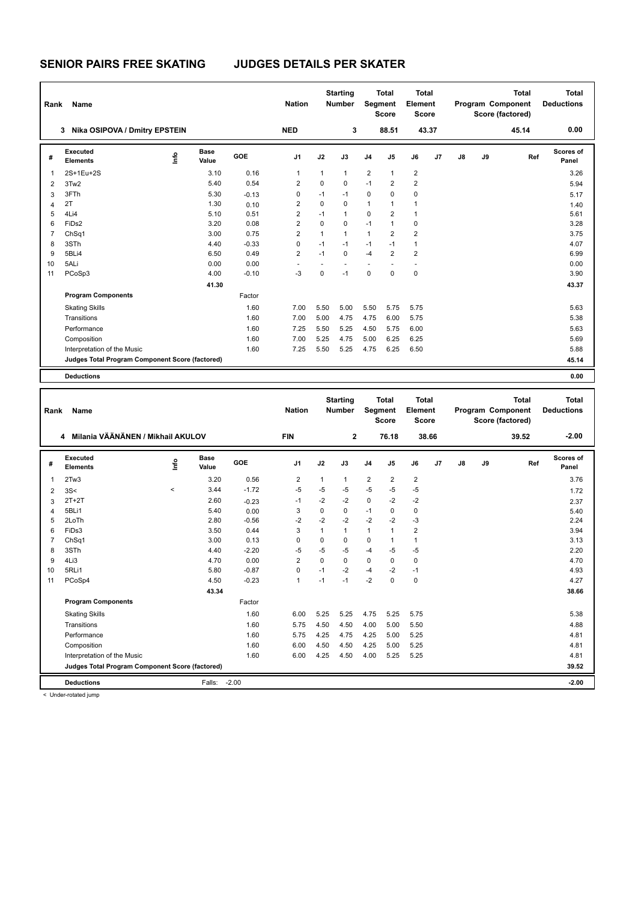# SENIOR PAIRS FREE SKATING JUDGES DETAILS PER SKATER

| Rank | Name | Nation | Starting Number | Total Segment Score | Total Element Score | Total Program Component Score (factored) | Total Deductions |
|---|---|---|---|---|---|---|---|
| 3 | Nika OSIPOVA / Dmitry EPSTEIN | NED | 3 | 88.51 | 43.37 | 45.14 | 0.00 |

| # | Executed Elements | Info | Base Value | GOE | J1 | J2 | J3 | J4 | J5 | J6 | J7 | J8 | J9 | Ref | Scores of Panel |
|---|---|---|---|---|---|---|---|---|---|---|---|---|---|---|---|
| 1 | 2S+1Eu+2S | | 3.10 | 0.16 | 1 | 1 | 1 | 2 | 1 | 2 | | | | | 3.26 |
| 2 | 3Tw2 | | 5.40 | 0.54 | 2 | 0 | 0 | -1 | 2 | 2 | | | | | 5.94 |
| 3 | 3FTh | | 5.30 | -0.13 | 0 | -1 | -1 | 0 | 0 | 0 | | | | | 5.17 |
| 4 | 2T | | 1.30 | 0.10 | 2 | 0 | 0 | 1 | 1 | 1 | | | | | 1.40 |
| 5 | 4Li4 | | 5.10 | 0.51 | 2 | -1 | 1 | 0 | 2 | 1 | | | | | 5.61 |
| 6 | FiDs2 | | 3.20 | 0.08 | 2 | 0 | 0 | -1 | 1 | 0 | | | | | 3.28 |
| 7 | ChSq1 | | 3.00 | 0.75 | 2 | 1 | 1 | 1 | 2 | 2 | | | | | 3.75 |
| 8 | 3STh | | 4.40 | -0.33 | 0 | -1 | -1 | -1 | -1 | 1 | | | | | 4.07 |
| 9 | 5BLi4 | | 6.50 | 0.49 | 2 | -1 | 0 | -4 | 2 | 2 | | | | | 6.99 |
| 10 | 5ALi | | 0.00 | 0.00 | - | - | - | - | - | - | | | | | 0.00 |
| 11 | PCoSp3 | | 4.00 | -0.10 | -3 | 0 | -1 | 0 | 0 | 0 | | | | | 3.90 |
| | | | 41.30 | | | | | | | | | | | | 43.37 |
| | **Program Components** | | | Factor | | | | | | | | | | | |
| | Skating Skills | | | 1.60 | 7.00 | 5.50 | 5.00 | 5.50 | 5.75 | 5.75 | | | | | 5.63 |
| | Transitions | | | 1.60 | 7.00 | 5.00 | 4.75 | 4.75 | 6.00 | 5.75 | | | | | 5.38 |
| | Performance | | | 1.60 | 7.25 | 5.50 | 5.25 | 4.50 | 5.75 | 6.00 | | | | | 5.63 |
| | Composition | | | 1.60 | 7.00 | 5.25 | 4.75 | 5.00 | 6.25 | 6.25 | | | | | 5.69 |
| | Interpretation of the Music | | | 1.60 | 7.25 | 5.50 | 5.25 | 4.75 | 6.25 | 6.50 | | | | | 5.88 |
| | **Judges Total Program Component Score (factored)** | | | | | | | | | | | | | | 45.14 |
| | **Deductions** | | | | | | | | | | | | | | 0.00 |

| Rank | Name | Nation | Starting Number | Total Segment Score | Total Element Score | Total Program Component Score (factored) | Total Deductions |
|---|---|---|---|---|---|---|---|
| 4 | Milania VÄÄNÄNEN / Mikhail AKULOV | FIN | 2 | 76.18 | 38.66 | 39.52 | -2.00 |

| # | Executed Elements | Info | Base Value | GOE | J1 | J2 | J3 | J4 | J5 | J6 | J7 | J8 | J9 | Ref | Scores of Panel |
|---|---|---|---|---|---|---|---|---|---|---|---|---|---|---|---|
| 1 | 2Tw3 | | 3.20 | 0.56 | 2 | 1 | 1 | 2 | 2 | 2 | | | | | 3.76 |
| 2 | 3S< | < | 3.44 | -1.72 | -5 | -5 | -5 | -5 | -5 | -5 | | | | | 1.72 |
| 3 | 2T+2T | | 2.60 | -0.23 | -1 | -2 | -2 | 0 | -2 | -2 | | | | | 2.37 |
| 4 | 5BLi1 | | 5.40 | 0.00 | 3 | 0 | 0 | -1 | 0 | 0 | | | | | 5.40 |
| 5 | 2LoTh | | 2.80 | -0.56 | -2 | -2 | -2 | -2 | -2 | -3 | | | | | 2.24 |
| 6 | FiDs3 | | 3.50 | 0.44 | 3 | 1 | 1 | 1 | 1 | 2 | | | | | 3.94 |
| 7 | ChSq1 | | 3.00 | 0.13 | 0 | 0 | 0 | 0 | 1 | 1 | | | | | 3.13 |
| 8 | 3STh | | 4.40 | -2.20 | -5 | -5 | -5 | -4 | -5 | -5 | | | | | 2.20 |
| 9 | 4Li3 | | 4.70 | 0.00 | 2 | 0 | 0 | 0 | 0 | 0 | | | | | 4.70 |
| 10 | 5RLi1 | | 5.80 | -0.87 | 0 | -1 | -2 | -4 | -2 | -1 | | | | | 4.93 |
| 11 | PCoSp4 | | 4.50 | -0.23 | 1 | -1 | -1 | -2 | 0 | 0 | | | | | 4.27 |
| | | | 43.34 | | | | | | | | | | | | 38.66 |
| | **Program Components** | | | Factor | | | | | | | | | | | |
| | Skating Skills | | | 1.60 | 6.00 | 5.25 | 5.25 | 4.75 | 5.25 | 5.75 | | | | | 5.38 |
| | Transitions | | | 1.60 | 5.75 | 4.50 | 4.50 | 4.00 | 5.00 | 5.50 | | | | | 4.88 |
| | Performance | | | 1.60 | 5.75 | 4.25 | 4.75 | 4.25 | 5.00 | 5.25 | | | | | 4.81 |
| | Composition | | | 1.60 | 6.00 | 4.50 | 4.50 | 4.25 | 5.00 | 5.25 | | | | | 4.81 |
| | Interpretation of the Music | | | 1.60 | 6.00 | 4.25 | 4.50 | 4.00 | 5.25 | 5.25 | | | | | 4.81 |
| | **Judges Total Program Component Score (factored)** | | | | | | | | | | | | | | 39.52 |
| | **Deductions** | | Falls: | -2.00 | | | | | | | | | | | -2.00 |

< Under-rotated jump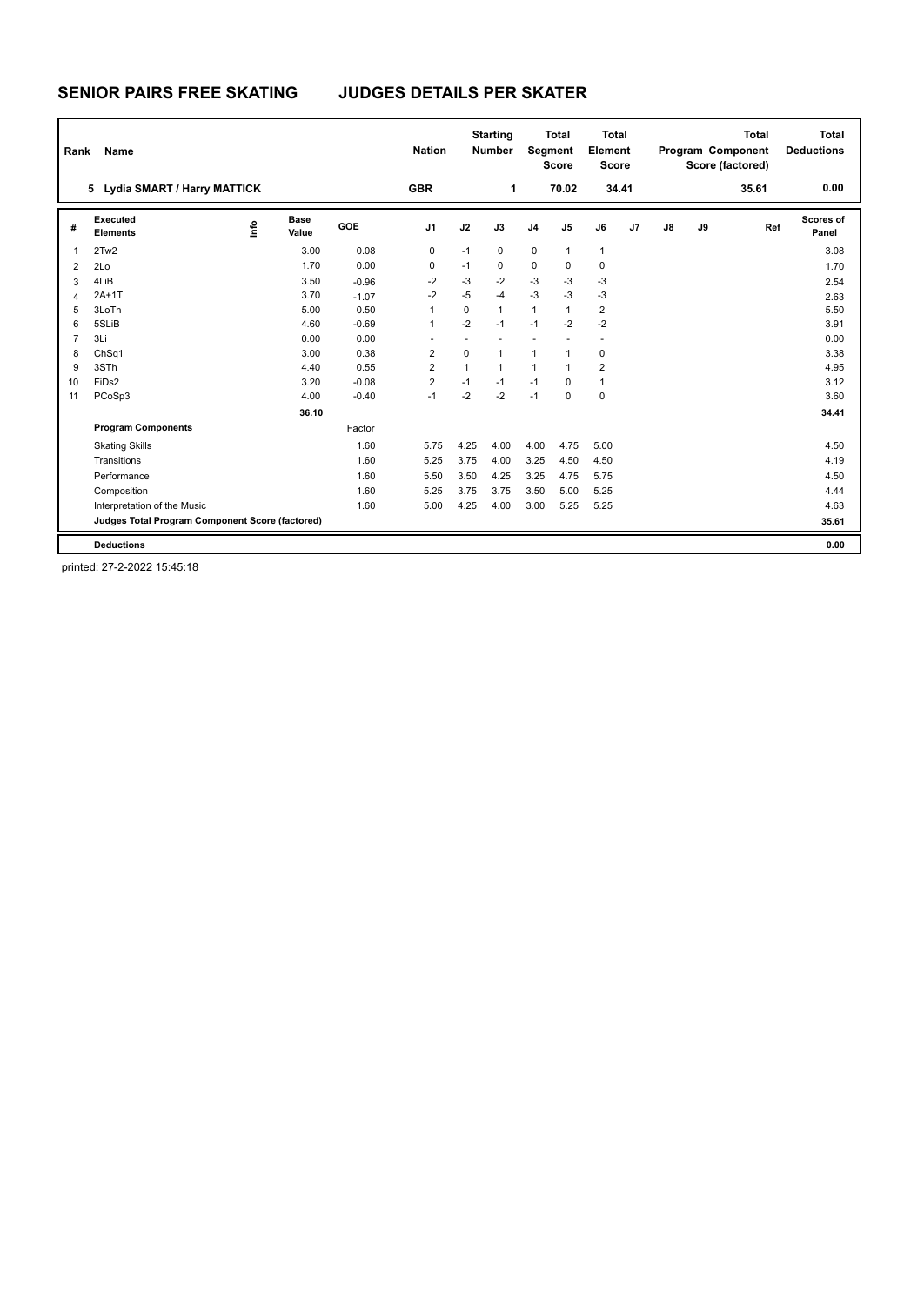# SENIOR PAIRS FREE SKATING JUDGES DETAILS PER SKATER

| Rank | Name | Nation | Starting Number | Total Segment Score | Total Element Score | Total Program Component Score (factored) | Total Deductions |
|---|---|---|---|---|---|---|---|
| 5 | Lydia SMART / Harry MATTICK | GBR | 1 | 70.02 | 34.41 | 35.61 | 0.00 |

| # | Executed Elements | Info | Base Value | GOE | J1 | J2 | J3 | J4 | J5 | J6 | J7 | J8 | J9 | Ref | Scores of Panel |
|---|---|---|---|---|---|---|---|---|---|---|---|---|---|---|---|
| 1 | 2Tw2 | | 3.00 | 0.08 | 0 | -1 | 0 | 0 | 1 | 1 | | | | | 3.08 |
| 2 | 2Lo | | 1.70 | 0.00 | 0 | -1 | 0 | 0 | 0 | 0 | | | | | 1.70 |
| 3 | 4LiB | | 3.50 | -0.96 | -2 | -3 | -2 | -3 | -3 | -3 | | | | | 2.54 |
| 4 | 2A+1T | | 3.70 | -1.07 | -2 | -5 | -4 | -3 | -3 | -3 | | | | | 2.63 |
| 5 | 3LoTh | | 5.00 | 0.50 | 1 | 0 | 1 | 1 | 1 | 2 | | | | | 5.50 |
| 6 | 5SLiB | | 4.60 | -0.69 | 1 | -2 | -1 | -1 | -2 | -2 | | | | | 3.91 |
| 7 | 3Li | | 0.00 | 0.00 | - | - | - | - | - | - | | | | | 0.00 |
| 8 | ChSq1 | | 3.00 | 0.38 | 2 | 0 | 1 | 1 | 1 | 0 | | | | | 3.38 |
| 9 | 3STh | | 4.40 | 0.55 | 2 | 1 | 1 | 1 | 1 | 2 | | | | | 4.95 |
| 10 | FiDs2 | | 3.20 | -0.08 | 2 | -1 | -1 | -1 | 0 | 1 | | | | | 3.12 |
| 11 | PCoSp3 | | 4.00 | -0.40 | -1 | -2 | -2 | -1 | 0 | 0 | | | | | 3.60 |
| | | | 36.10 | | | | | | | | | | | | 34.41 |
| | **Program Components** | | | Factor | | | | | | | | | | | |
| | Skating Skills | | | 1.60 | 5.75 | 4.25 | 4.00 | 4.00 | 4.75 | 5.00 | | | | | 4.50 |
| | Transitions | | | 1.60 | 5.25 | 3.75 | 4.00 | 3.25 | 4.50 | 4.50 | | | | | 4.19 |
| | Performance | | | 1.60 | 5.50 | 3.50 | 4.25 | 3.25 | 4.75 | 5.75 | | | | | 4.50 |
| | Composition | | | 1.60 | 5.25 | 3.75 | 3.75 | 3.50 | 5.00 | 5.25 | | | | | 4.44 |
| | Interpretation of the Music | | | 1.60 | 5.00 | 4.25 | 4.00 | 3.00 | 5.25 | 5.25 | | | | | 4.63 |
| | **Judges Total Program Component Score (factored)** | | | | | | | | | | | | | | 35.61 |
| | **Deductions** | | | | | | | | | | | | | | 0.00 |

printed: 27-2-2022 15:45:18